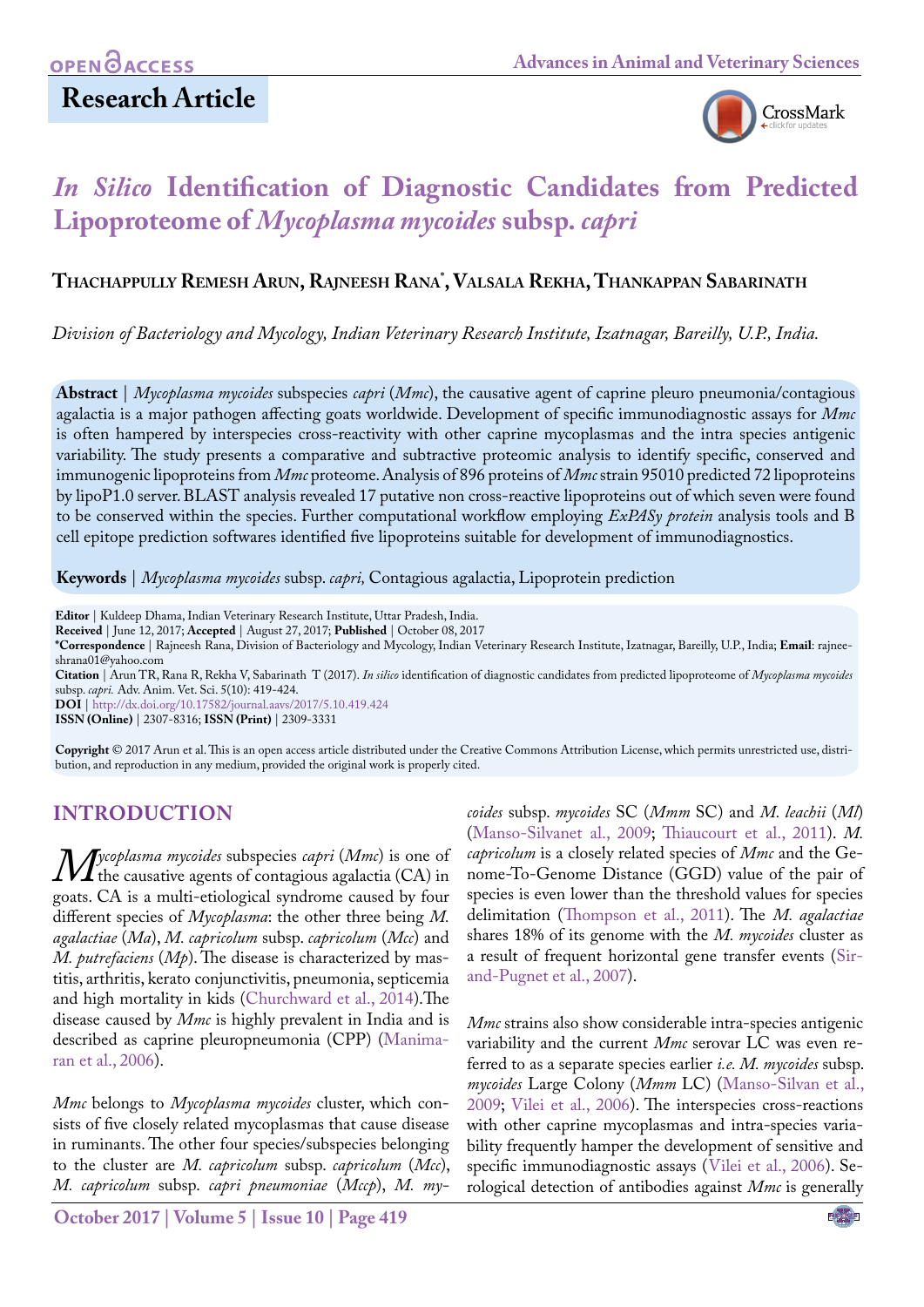# *In Silico* Identification of Diagnostic Candidates from Predicted Lipoproteome of *Mycoplasma mycoides* subsp. *capri*

**Thachappully Remesh Arun, Rajneesh Rana*, Valsala Rekha, Thankappan Sabarinath**

*Division of Bacteriology and Mycology, Indian Veterinary Research Institute, Izatnagar, Bareilly, U.P., India.*

**Abstract** | *Mycoplasma mycoides* subspecies *capri* (*Mmc*), the causative agent of caprine pleuro pneumonia/contagious agalactia is a major pathogen affecting goats worldwide. Development of specific immunodiagnostic assays for *Mmc* is often hampered by interspecies cross-reactivity with other caprine mycoplasmas and the intra species antigenic variability. The study presents a comparative and subtractive proteomic analysis to identify specific, conserved and immunogenic lipoproteins from *Mmc* proteome. Analysis of 896 proteins of *Mmc* strain 95010 predicted 72 lipoproteins by lipoP1.0 server. BLAST analysis revealed 17 putative non cross-reactive lipoproteins out of which seven were found to be conserved within the species. Further computational workflow employing *ExPASy protein* analysis tools and B cell epitope prediction softwares identified five lipoproteins suitable for development of immunodiagnostics.

**Keywords** | *Mycoplasma mycoides* subsp. *capri,* Contagious agalactia, Lipoprotein prediction

**Editor** | Kuldeep Dhama, Indian Veterinary Research Institute, Uttar Pradesh, India.
**Received** | June 12, 2017; **Accepted** | August 27, 2017; **Published** | October 08, 2017
**\*Correspondence** | Rajneesh Rana, Division of Bacteriology and Mycology, Indian Veterinary Research Institute, Izatnagar, Bareilly, U.P., India; **Email**: rajneeshrana01@yahoo.com
**Citation** | Arun TR, Rana R, Rekha V, Sabarinath T (2017). *In silico* identification of diagnostic candidates from predicted lipoproteome of *Mycoplasma mycoides* subsp. *capri.* Adv. Anim. Vet. Sci. 5(10): 419-424.
**DOI** | http://dx.doi.org/10.17582/journal.aavs/2017/5.10.419.424
**ISSN (Online)** | 2307-8316; **ISSN (Print)** | 2309-3331

**Copyright** © 2017 Arun et al. This is an open access article distributed under the Creative Commons Attribution License, which permits unrestricted use, distribution, and reproduction in any medium, provided the original work is properly cited.

## INTRODUCTION

*Mycoplasma mycoides* subspecies *capri* (*Mmc*) is one of the causative agents of contagious agalactia (CA) in goats. CA is a multi-etiological syndrome caused by four different species of *Mycoplasma*: the other three being *M. agalactiae* (*Ma*), *M. capricolum* subsp. *capricolum* (*Mcc*) and *M. putrefaciens* (*Mp*). The disease is characterized by mastitis, arthritis, kerato conjunctivitis, pneumonia, septicemia and high mortality in kids (Churchward et al., 2014).The disease caused by *Mmc* is highly prevalent in India and is described as caprine pleuropneumonia (CPP) (Manimaran et al., 2006).

*Mmc* belongs to *Mycoplasma mycoides* cluster, which consists of five closely related mycoplasmas that cause disease in ruminants. The other four species/subspecies belonging to the cluster are *M. capricolum* subsp. *capricolum* (*Mcc*), *M. capricolum* subsp. *capri pneumoniae* (*Mccp*), *M. mycoides* subsp. *mycoides* SC (*Mmm* SC) and *M. leachii* (*Ml*) (Manso-Silvanet al., 2009; Thiaucourt et al., 2011). *M. capricolum* is a closely related species of *Mmc* and the Genome-To-Genome Distance (GGD) value of the pair of species is even lower than the threshold values for species delimitation (Thompson et al., 2011). The *M. agalactiae* shares 18% of its genome with the *M. mycoides* cluster as a result of frequent horizontal gene transfer events (Sirand-Pugnet et al., 2007).

*Mmc* strains also show considerable intra-species antigenic variability and the current *Mmc* serovar LC was even referred to as a separate species earlier *i.e. M. mycoides* subsp. *mycoides* Large Colony (*Mmm* LC) (Manso-Silvan et al., 2009; Vilei et al., 2006). The interspecies cross-reactions with other caprine mycoplasmas and intra-species variability frequently hamper the development of sensitive and specific immunodiagnostic assays (Vilei et al., 2006). Serological detection of antibodies against *Mmc* is generally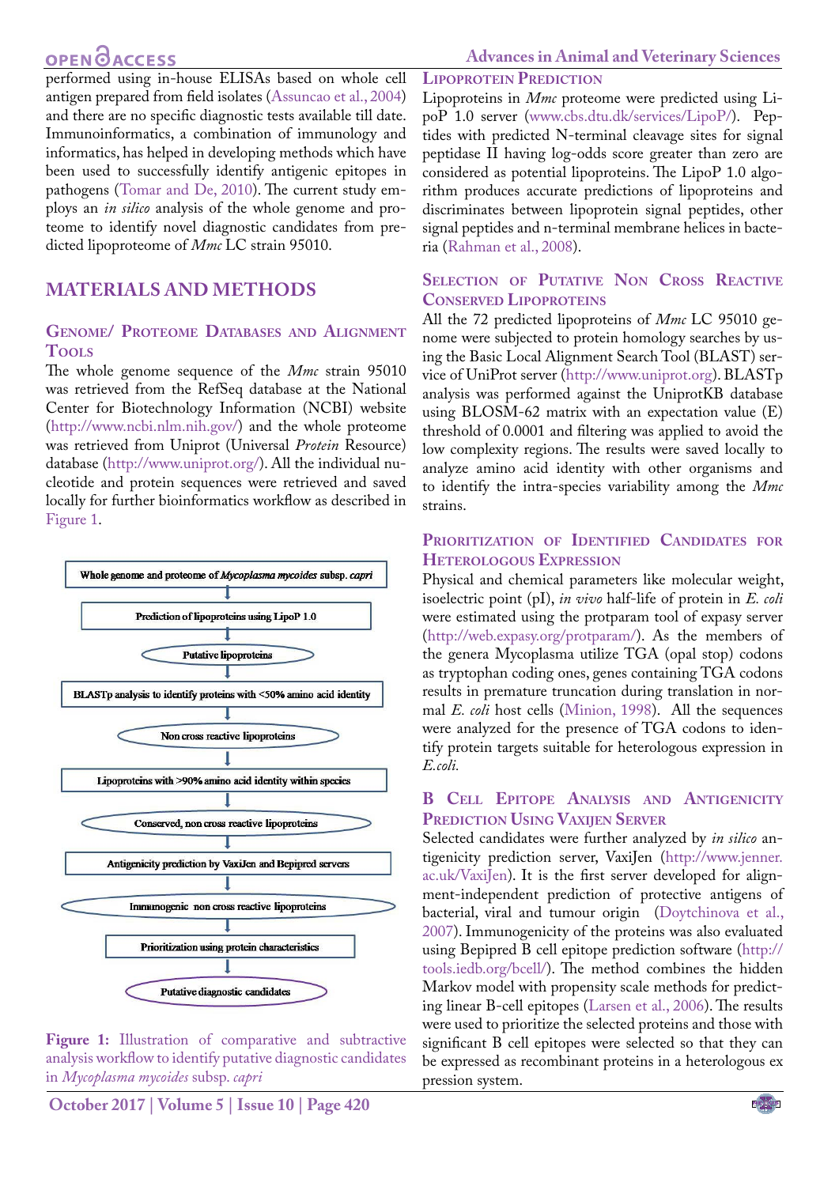performed using in-house ELISAs based on whole cell antigen prepared from field isolates (Assuncao et al., 2004) and there are no specific diagnostic tests available till date. Immunoinformatics, a combination of immunology and informatics, has helped in developing methods which have been used to successfully identify antigenic epitopes in pathogens (Tomar and De, 2010). The current study employs an *in silico* analysis of the whole genome and proteome to identify novel diagnostic candidates from predicted lipoproteome of *Mmc* LC strain 95010.

## MATERIALS AND METHODS

### Genome/ Proteome Databases and Alignment Tools

The whole genome sequence of the *Mmc* strain 95010 was retrieved from the RefSeq database at the National Center for Biotechnology Information (NCBI) website (http://www.ncbi.nlm.nih.gov/) and the whole proteome was retrieved from Uniprot (Universal *Protein* Resource) database (http://www.uniprot.org/). All the individual nucleotide and protein sequences were retrieved and saved locally for further bioinformatics workflow as described in Figure 1.

Whole genome and proteome of *Mycoplasma mycoides* subsp. *capri*

Prediction of lipoproteins using LipoP 1.0

Putative lipoproteins

BLASTp analysis to identify proteins with <50% amino acid identity

Non cross reactive lipoproteins

Lipoproteins with >90% amino acid identity within species

Conserved, non cross reactive lipoproteins

Antigenicity prediction by VaxiJen and Bepipred servers

Immunogenic non cross reactive lipoproteins

Prioritization using protein characteristics

Putative diagnostic candidates

**Figure 1:** Illustration of comparative and subtractive analysis workflow to identify putative diagnostic candidates in *Mycoplasma mycoides* subsp. *capri*

### Lipoprotein Prediction

Lipoproteins in *Mmc* proteome were predicted using LipoP 1.0 server (www.cbs.dtu.dk/services/LipoP/). Peptides with predicted N-terminal cleavage sites for signal peptidase II having log-odds score greater than zero are considered as potential lipoproteins. The LipoP 1.0 algorithm produces accurate predictions of lipoproteins and discriminates between lipoprotein signal peptides, other signal peptides and n-terminal membrane helices in bacteria (Rahman et al., 2008).

### Selection of Putative Non Cross Reactive Conserved Lipoproteins

All the 72 predicted lipoproteins of *Mmc* LC 95010 genome were subjected to protein homology searches by using the Basic Local Alignment Search Tool (BLAST) service of UniProt server (http://www.uniprot.org). BLASTp analysis was performed against the UniprotKB database using BLOSM-62 matrix with an expectation value (E) threshold of 0.0001 and filtering was applied to avoid the low complexity regions. The results were saved locally to analyze amino acid identity with other organisms and to identify the intra-species variability among the *Mmc* strains.

### Prioritization of Identified Candidates for Heterologous Expression

Physical and chemical parameters like molecular weight, isoelectric point (pI), *in vivo* half-life of protein in *E. coli* were estimated using the protparam tool of expasy server (http://web.expasy.org/protparam/). As the members of the genera Mycoplasma utilize TGA (opal stop) codons as tryptophan coding ones, genes containing TGA codons results in premature truncation during translation in normal *E. coli* host cells (Minion, 1998). All the sequences were analyzed for the presence of TGA codons to identify protein targets suitable for heterologous expression in *E.coli.*

### B Cell Epitope Analysis and Antigenicity Prediction Using Vaxijen Server

Selected candidates were further analyzed by *in silico* antigenicity prediction server, VaxiJen (http://www.jenner.ac.uk/VaxiJen). It is the first server developed for alignment-independent prediction of protective antigens of bacterial, viral and tumour origin (Doytchinova et al., 2007). Immunogenicity of the proteins was also evaluated using Bepipred B cell epitope prediction software (http://tools.iedb.org/bcell/). The method combines the hidden Markov model with propensity scale methods for predicting linear B-cell epitopes (Larsen et al., 2006). The results were used to prioritize the selected proteins and those with significant B cell epitopes were selected so that they can be expressed as recombinant proteins in a heterologous ex pression system.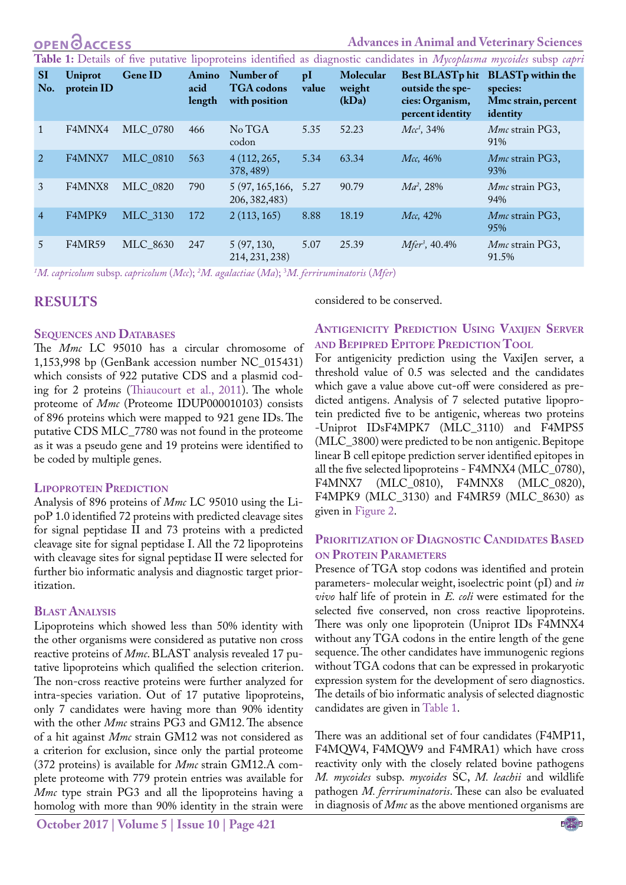**Table 1:** Details of five putative lipoproteins identified as diagnostic candidates in *Mycoplasma mycoides* subsp *capri*

| SI No. | Uniprot protein ID | Gene ID | Amino acid length | Number of TGA codons with position | pI value | Molecular weight (kDa) | Best BLASTp hit outside the species: Organism, percent identity | BLASTp within the species: Mmc strain, percent identity |
|---|---|---|---|---|---|---|---|---|
| 1 | F4MNX4 | MLC_0780 | 466 | No TGA codon | 5.35 | 52.23 | *Mcc*[1], 34% | *Mmc* strain PG3, 91% |
| 2 | F4MNX7 | MLC_0810 | 563 | 4 (112, 265, 378, 489) | 5.34 | 63.34 | *Mcc*, 46% | *Mmc* strain PG3, 93% |
| 3 | F4MNX8 | MLC_0820 | 790 | 5 (97, 165,166, 206, 382,483) | 5.27 | 90.79 | *Ma*[2], 28% | *Mmc* strain PG3, 94% |
| 4 | F4MPK9 | MLC_3130 | 172 | 2 (113, 165) | 8.88 | 18.19 | *Mcc*, 42% | *Mmc* strain PG3, 95% |
| 5 | F4MR59 | MLC_8630 | 247 | 5 (97, 130, 214, 231, 238) | 5.07 | 25.39 | *Mfer*[3], 40.4% | *Mmc* strain PG3, 91.5% |

[1]*M. capricolum* subsp. *capricolum* (*Mcc*); [2]*M. agalactiae* (*Ma*); [3]*M. ferriruminatoris* (*Mfer*)

## RESULTS

### Sequences and Databases

The *Mmc* LC 95010 has a circular chromosome of 1,153,998 bp (GenBank accession number NC_015431) which consists of 922 putative CDS and a plasmid coding for 2 proteins (Thiaucourt et al., 2011). The whole proteome of *Mmc* (Proteome IDUP000010103) consists of 896 proteins which were mapped to 921 gene IDs. The putative CDS MLC_7780 was not found in the proteome as it was a pseudo gene and 19 proteins were identified to be coded by multiple genes.

### Lipoprotein Prediction

Analysis of 896 proteins of *Mmc* LC 95010 using the LipoP 1.0 identified 72 proteins with predicted cleavage sites for signal peptidase II and 73 proteins with a predicted cleavage site for signal peptidase I. All the 72 lipoproteins with cleavage sites for signal peptidase II were selected for further bio informatic analysis and diagnostic target prioritization.

### Blast Analysis

Lipoproteins which showed less than 50% identity with the other organisms were considered as putative non cross reactive proteins of *Mmc*. BLAST analysis revealed 17 putative lipoproteins which qualified the selection criterion. The non-cross reactive proteins were further analyzed for intra-species variation. Out of 17 putative lipoproteins, only 7 candidates were having more than 90% identity with the other *Mmc* strains PG3 and GM12. The absence of a hit against *Mmc* strain GM12 was not considered as a criterion for exclusion, since only the partial proteome (372 proteins) is available for *Mmc* strain GM12.A complete proteome with 779 protein entries was available for *Mmc* type strain PG3 and all the lipoproteins having a homolog with more than 90% identity in the strain were considered to be conserved.

### Antigenicity Prediction Using Vaxijen Server and Bepipred Epitope Prediction Tool

For antigenicity prediction using the VaxiJen server, a threshold value of 0.5 was selected and the candidates which gave a value above cut-off were considered as predicted antigens. Analysis of 7 selected putative lipoprotein predicted five to be antigenic, whereas two proteins -Uniprot IDsF4MPK7 (MLC_3110) and F4MPS5 (MLC_3800) were predicted to be non antigenic. Bepitope linear B cell epitope prediction server identified epitopes in all the five selected lipoproteins - F4MNX4 (MLC_0780), F4MNX7 (MLC_0810), F4MNX8 (MLC_0820), F4MPK9 (MLC_3130) and F4MR59 (MLC_8630) as given in Figure 2.

### Prioritization of Diagnostic Candidates Based on Protein Parameters

Presence of TGA stop codons was identified and protein parameters- molecular weight, isoelectric point (pI) and *in vivo* half life of protein in *E. coli* were estimated for the selected five conserved, non cross reactive lipoproteins. There was only one lipoprotein (Uniprot IDs F4MNX4 without any TGA codons in the entire length of the gene sequence. The other candidates have immunogenic regions without TGA codons that can be expressed in prokaryotic expression system for the development of sero diagnostics. The details of bio informatic analysis of selected diagnostic candidates are given in Table 1.

There was an additional set of four candidates (F4MP11, F4MQW4, F4MQW9 and F4MRA1) which have cross reactivity only with the closely related bovine pathogens *M. mycoides* subsp. *mycoides* SC, *M. leachii* and wildlife pathogen *M. ferriruminatoris*. These can also be evaluated in diagnosis of *Mmc* as the above mentioned organisms are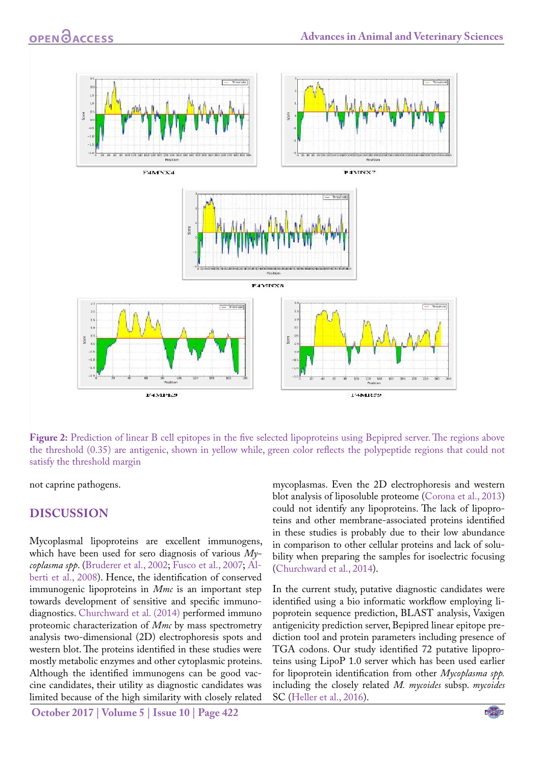F4MNX4

F4MNX7

F4MNX8

F4MPK9

F4MRS9

Figure 2: Prediction of linear B cell epitopes in the five selected lipoproteins using Bepipred server. The regions above the threshold (0.35) are antigenic, shown in yellow while, green color reflects the polypeptide regions that could not satisfy the threshold margin

not caprine pathogens.

## DISCUSSION

Mycoplasmal lipoproteins are excellent immunogens, which have been used for sero diagnosis of various *Mycoplasma spp*. (Bruderer et al., 2002; Fusco et al., 2007; Alberti et al., 2008). Hence, the identification of conserved immunogenic lipoproteins in *Mmc* is an important step towards development of sensitive and specific immunodiagnostics. Churchward et al. (2014) performed immuno proteomic characterization of *Mmc* by mass spectrometry analysis two-dimensional (2D) electrophoresis spots and western blot. The proteins identified in these studies were mostly metabolic enzymes and other cytoplasmic proteins. Although the identified immunogens can be good vaccine candidates, their utility as diagnostic candidates was limited because of the high similarity with closely related mycoplasmas. Even the 2D electrophoresis and western blot analysis of liposoluble proteome (Corona et al., 2013) could not identify any lipoproteins. The lack of lipoproteins and other membrane-associated proteins identified in these studies is probably due to their low abundance in comparison to other cellular proteins and lack of solubility when preparing the samples for isoelectric focusing (Churchward et al., 2014).

In the current study, putative diagnostic candidates were identified using a bio informatic workflow employing lipoprotein sequence prediction, BLAST analysis, Vaxigen antigenicity prediction server, Bepipred linear epitope prediction tool and protein parameters including presence of TGA codons. Our study identified 72 putative lipoproteins using LipoP 1.0 server which has been used earlier for lipoprotein identification from other *Mycoplasma spp.* including the closely related *M. mycoides* subsp. *mycoides* SC (Heller et al., 2016).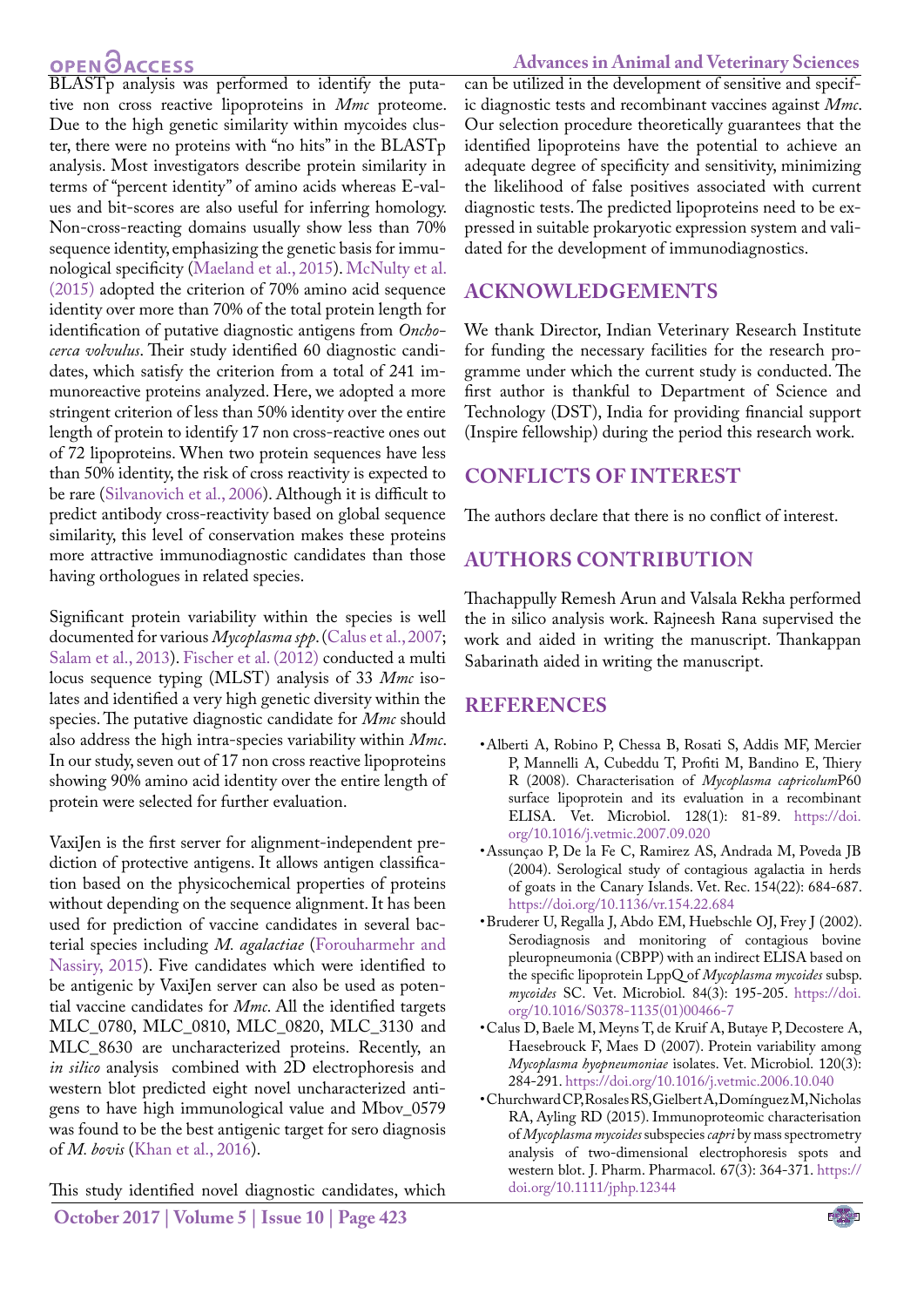BLASTp analysis was performed to identify the putative non cross reactive lipoproteins in *Mmc* proteome. Due to the high genetic similarity within mycoides cluster, there were no proteins with "no hits" in the BLASTp analysis. Most investigators describe protein similarity in terms of "percent identity" of amino acids whereas E-values and bit-scores are also useful for inferring homology. Non-cross-reacting domains usually show less than 70% sequence identity, emphasizing the genetic basis for immunological specificity (Maeland et al., 2015). McNulty et al. (2015) adopted the criterion of 70% amino acid sequence identity over more than 70% of the total protein length for identification of putative diagnostic antigens from *Onchocerca volvulus*. Their study identified 60 diagnostic candidates, which satisfy the criterion from a total of 241 immunoreactive proteins analyzed. Here, we adopted a more stringent criterion of less than 50% identity over the entire length of protein to identify 17 non cross-reactive ones out of 72 lipoproteins. When two protein sequences have less than 50% identity, the risk of cross reactivity is expected to be rare (Silvanovich et al., 2006). Although it is difficult to predict antibody cross-reactivity based on global sequence similarity, this level of conservation makes these proteins more attractive immunodiagnostic candidates than those having orthologues in related species.

Significant protein variability within the species is well documented for various *Mycoplasma spp*. (Calus et al., 2007; Salam et al., 2013). Fischer et al. (2012) conducted a multi locus sequence typing (MLST) analysis of 33 *Mmc* isolates and identified a very high genetic diversity within the species. The putative diagnostic candidate for *Mmc* should also address the high intra-species variability within *Mmc*. In our study, seven out of 17 non cross reactive lipoproteins showing 90% amino acid identity over the entire length of protein were selected for further evaluation.

VaxiJen is the first server for alignment-independent prediction of protective antigens. It allows antigen classification based on the physicochemical properties of proteins without depending on the sequence alignment. It has been used for prediction of vaccine candidates in several bacterial species including *M. agalactiae* (Forouharmehr and Nassiry, 2015). Five candidates which were identified to be antigenic by VaxiJen server can also be used as potential vaccine candidates for *Mmc*. All the identified targets MLC_0780, MLC_0810, MLC_0820, MLC_3130 and MLC_8630 are uncharacterized proteins. Recently, an *in silico* analysis combined with 2D electrophoresis and western blot predicted eight novel uncharacterized antigens to have high immunological value and Mbov_0579 was found to be the best antigenic target for sero diagnosis of *M. bovis* (Khan et al., 2016).

This study identified novel diagnostic candidates, which can be utilized in the development of sensitive and specific diagnostic tests and recombinant vaccines against *Mmc*. Our selection procedure theoretically guarantees that the identified lipoproteins have the potential to achieve an adequate degree of specificity and sensitivity, minimizing the likelihood of false positives associated with current diagnostic tests. The predicted lipoproteins need to be expressed in suitable prokaryotic expression system and validated for the development of immunodiagnostics.

## ACKNOWLEDGEMENTS

We thank Director, Indian Veterinary Research Institute for funding the necessary facilities for the research programme under which the current study is conducted. The first author is thankful to Department of Science and Technology (DST), India for providing financial support (Inspire fellowship) during the period this research work.

## CONFLICTS OF INTEREST

The authors declare that there is no conflict of interest.

## AUTHORS CONTRIBUTION

Thachappully Remesh Arun and Valsala Rekha performed the in silico analysis work. Rajneesh Rana supervised the work and aided in writing the manuscript. Thankappan Sabarinath aided in writing the manuscript.

## REFERENCES

- Alberti A, Robino P, Chessa B, Rosati S, Addis MF, Mercier P, Mannelli A, Cubeddu T, Profiti M, Bandino E, Thiery R (2008). Characterisation of *Mycoplasma capricolum* P60 surface lipoprotein and its evaluation in a recombinant ELISA. Vet. Microbiol. 128(1): 81-89. https://doi.org/10.1016/j.vetmic.2007.09.020
- Assunçao P, De la Fe C, Ramirez AS, Andrada M, Poveda JB (2004). Serological study of contagious agalactia in herds of goats in the Canary Islands. Vet. Rec. 154(22): 684-687. https://doi.org/10.1136/vr.154.22.684
- Bruderer U, Regalla J, Abdo EM, Huebschle OJ, Frey J (2002). Serodiagnosis and monitoring of contagious bovine pleuropneumonia (CBPP) with an indirect ELISA based on the specific lipoprotein LppQ of *Mycoplasma mycoides* subsp. *mycoides* SC. Vet. Microbiol. 84(3): 195-205. https://doi.org/10.1016/S0378-1135(01)00466-7
- Calus D, Baele M, Meyns T, de Kruif A, Butaye P, Decostere A, Haesebrouck F, Maes D (2007). Protein variability among *Mycoplasma hyopneumoniae* isolates. Vet. Microbiol. 120(3): 284-291. https://doi.org/10.1016/j.vetmic.2006.10.040
- Churchward CP, Rosales RS, Gielbert A, Domínguez M, Nicholas RA, Ayling RD (2015). Immunoproteomic characterisation of *Mycoplasma mycoides* subspecies *capri* by mass spectrometry analysis of two-dimensional electrophoresis spots and western blot. J. Pharm. Pharmacol. 67(3): 364-371. https://doi.org/10.1111/jphp.12344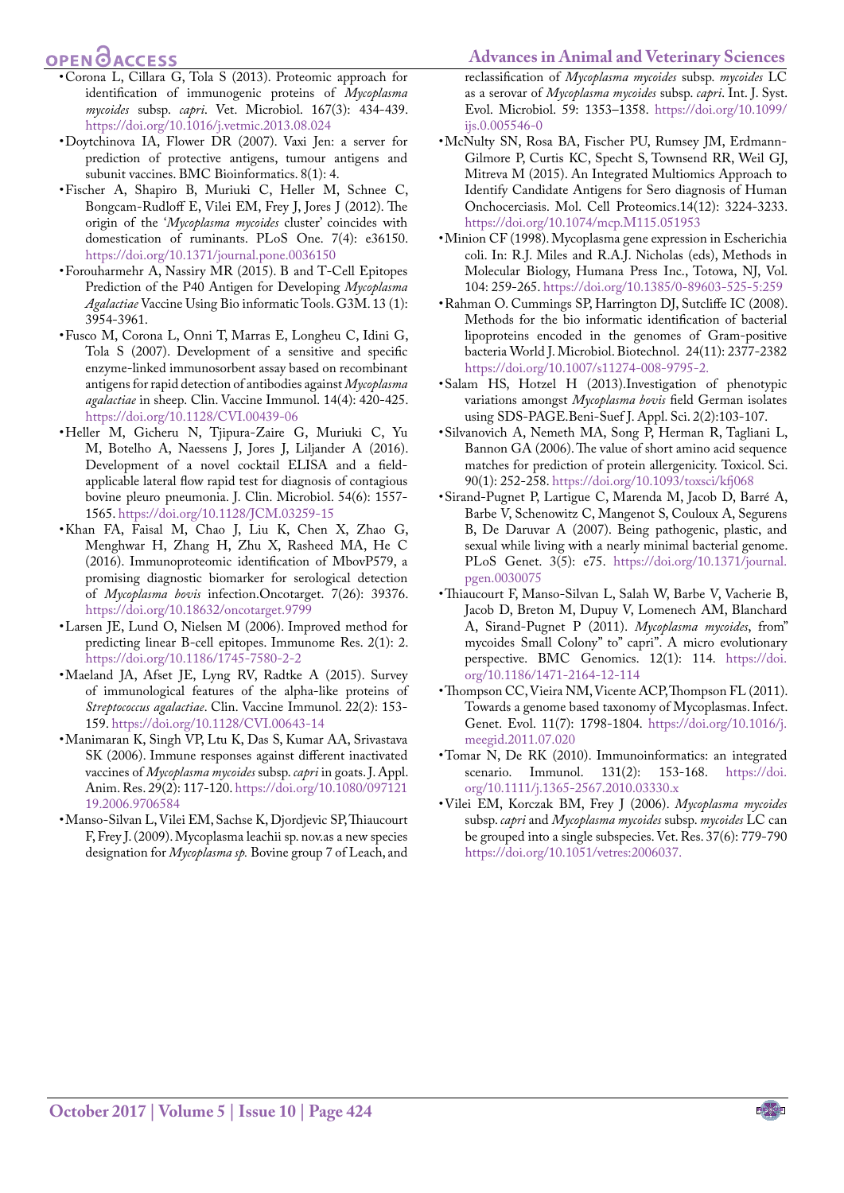- Corona L, Cillara G, Tola S (2013). Proteomic approach for identification of immunogenic proteins of *Mycoplasma mycoides* subsp. *capri*. Vet. Microbiol. 167(3): 434-439. https://doi.org/10.1016/j.vetmic.2013.08.024
- Doytchinova IA, Flower DR (2007). Vaxi Jen: a server for prediction of protective antigens, tumour antigens and subunit vaccines. BMC Bioinformatics. 8(1): 4.
- Fischer A, Shapiro B, Muriuki C, Heller M, Schnee C, Bongcam-Rudloff E, Vilei EM, Frey J, Jores J (2012). The origin of the '*Mycoplasma mycoides* cluster' coincides with domestication of ruminants. PLoS One. 7(4): e36150. https://doi.org/10.1371/journal.pone.0036150
- Forouharmehr A, Nassiry MR (2015). B and T-Cell Epitopes Prediction of the P40 Antigen for Developing *Mycoplasma Agalactiae* Vaccine Using Bio informatic Tools. G3M. 13 (1): 3954-3961.
- Fusco M, Corona L, Onni T, Marras E, Longheu C, Idini G, Tola S (2007). Development of a sensitive and specific enzyme-linked immunosorbent assay based on recombinant antigens for rapid detection of antibodies against *Mycoplasma agalactiae* in sheep. Clin. Vaccine Immunol. 14(4): 420-425. https://doi.org/10.1128/CVI.00439-06
- Heller M, Gicheru N, Tjipura-Zaire G, Muriuki C, Yu M, Botelho A, Naessens J, Jores J, Liljander A (2016). Development of a novel cocktail ELISA and a field-applicable lateral flow rapid test for diagnosis of contagious bovine pleuro pneumonia. J. Clin. Microbiol. 54(6): 1557-1565. https://doi.org/10.1128/JCM.03259-15
- Khan FA, Faisal M, Chao J, Liu K, Chen X, Zhao G, Menghwar H, Zhang H, Zhu X, Rasheed MA, He C (2016). Immunoproteomic identification of MbovP579, a promising diagnostic biomarker for serological detection of *Mycoplasma bovis* infection.Oncotarget. 7(26): 39376. https://doi.org/10.18632/oncotarget.9799
- Larsen JE, Lund O, Nielsen M (2006). Improved method for predicting linear B-cell epitopes. Immunome Res. 2(1): 2. https://doi.org/10.1186/1745-7580-2-2
- Maeland JA, Afset JE, Lyng RV, Radtke A (2015). Survey of immunological features of the alpha-like proteins of *Streptococcus agalactiae*. Clin. Vaccine Immunol. 22(2): 153-159. https://doi.org/10.1128/CVI.00643-14
- Manimaran K, Singh VP, Ltu K, Das S, Kumar AA, Srivastava SK (2006). Immune responses against different inactivated vaccines of *Mycoplasma mycoides* subsp. *capri* in goats. J. Appl. Anim. Res. 29(2): 117-120. https://doi.org/10.1080/09712119.2006.9706584
- Manso-Silvan L, Vilei EM, Sachse K, Djordjevic SP, Thiaucourt F, Frey J. (2009). Mycoplasma leachii sp. nov.as a new species designation for *Mycoplasma sp.* Bovine group 7 of Leach, and reclassification of *Mycoplasma mycoides* subsp. *mycoides* LC as a serovar of *Mycoplasma mycoides* subsp. *capri*. Int. J. Syst. Evol. Microbiol. 59: 1353–1358. https://doi.org/10.1099/ijs.0.005546-0
- McNulty SN, Rosa BA, Fischer PU, Rumsey JM, Erdmann-Gilmore P, Curtis KC, Specht S, Townsend RR, Weil GJ, Mitreva M (2015). An Integrated Multiomics Approach to Identify Candidate Antigens for Sero diagnosis of Human Onchocerciasis. Mol. Cell Proteomics.14(12): 3224-3233. https://doi.org/10.1074/mcp.M115.051953
- Minion CF (1998). Mycoplasma gene expression in Escherichia coli. In: R.J. Miles and R.A.J. Nicholas (eds), Methods in Molecular Biology, Humana Press Inc., Totowa, NJ, Vol. 104: 259-265. https://doi.org/10.1385/0-89603-525-5:259
- Rahman O. Cummings SP, Harrington DJ, Sutcliffe IC (2008). Methods for the bio informatic identification of bacterial lipoproteins encoded in the genomes of Gram-positive bacteria World J. Microbiol. Biotechnol. 24(11): 2377-2382 https://doi.org/10.1007/s11274-008-9795-2.
- Salam HS, Hotzel H (2013).Investigation of phenotypic variations amongst *Mycoplasma bovis* field German isolates using SDS-PAGE.Beni-Suef J. Appl. Sci. 2(2):103-107.
- Silvanovich A, Nemeth MA, Song P, Herman R, Tagliani L, Bannon GA (2006). The value of short amino acid sequence matches for prediction of protein allergenicity. Toxicol. Sci. 90(1): 252-258. https://doi.org/10.1093/toxsci/kfj068
- Sirand-Pugnet P, Lartigue C, Marenda M, Jacob D, Barré A, Barbe V, Schenowitz C, Mangenot S, Couloux A, Segurens B, De Daruvar A (2007). Being pathogenic, plastic, and sexual while living with a nearly minimal bacterial genome. PLoS Genet. 3(5): e75. https://doi.org/10.1371/journal.pgen.0030075
- Thiaucourt F, Manso-Silvan L, Salah W, Barbe V, Vacherie B, Jacob D, Breton M, Dupuy V, Lomenech AM, Blanchard A, Sirand-Pugnet P (2011). *Mycoplasma mycoides*, from" mycoides Small Colony" to" capri". A micro evolutionary perspective. BMC Genomics. 12(1): 114. https://doi.org/10.1186/1471-2164-12-114
- Thompson CC, Vieira NM, Vicente ACP, Thompson FL (2011). Towards a genome based taxonomy of Mycoplasmas. Infect. Genet. Evol. 11(7): 1798-1804. https://doi.org/10.1016/j.meegid.2011.07.020
- Tomar N, De RK (2010). Immunoinformatics: an integrated scenario. Immunol. 131(2): 153-168. https://doi.org/10.1111/j.1365-2567.2010.03330.x
- Vilei EM, Korczak BM, Frey J (2006). *Mycoplasma mycoides* subsp. *capri* and *Mycoplasma mycoides* subsp. *mycoides* LC can be grouped into a single subspecies. Vet. Res. 37(6): 779-790 https://doi.org/10.1051/vetres:2006037.